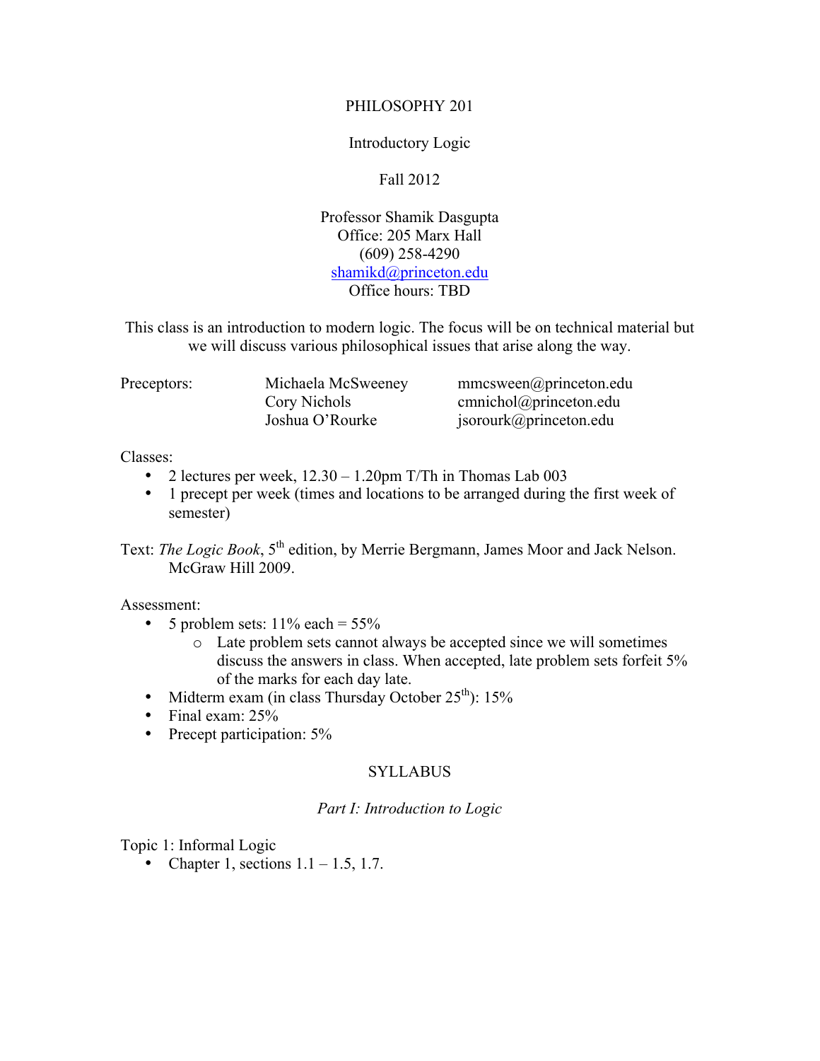# PHILOSOPHY 201

## Introductory Logic

### Fall 2012

Professor Shamik Dasgupta
Office: 205 Marx Hall
(609) 258-4290
shamikd@princeton.edu
Office hours: TBD

This class is an introduction to modern logic. The focus will be on technical material but we will discuss various philosophical issues that arise along the way.

| Preceptors: | Michaela McSweeney | mmcsween@princeton.edu |
|---|---|---|
| | Cory Nichols | cmnichol@princeton.edu |
| | Joshua O'Rourke | jsorourk@princeton.edu |

Classes:

- 2 lectures per week, 12.30 – 1.20pm T/Th in Thomas Lab 003
- 1 precept per week (times and locations to be arranged during the first week of semester)

Text: *The Logic Book*, 5th edition, by Merrie Bergmann, James Moor and Jack Nelson. McGraw Hill 2009.

Assessment:

- 5 problem sets: 11% each = 55%
  - Late problem sets cannot always be accepted since we will sometimes discuss the answers in class. When accepted, late problem sets forfeit 5% of the marks for each day late.
- Midterm exam (in class Thursday October 25th): 15%
- Final exam: 25%
- Precept participation: 5%

## SYLLABUS

### *Part I: Introduction to Logic*

Topic 1: Informal Logic

- Chapter 1, sections 1.1 – 1.5, 1.7.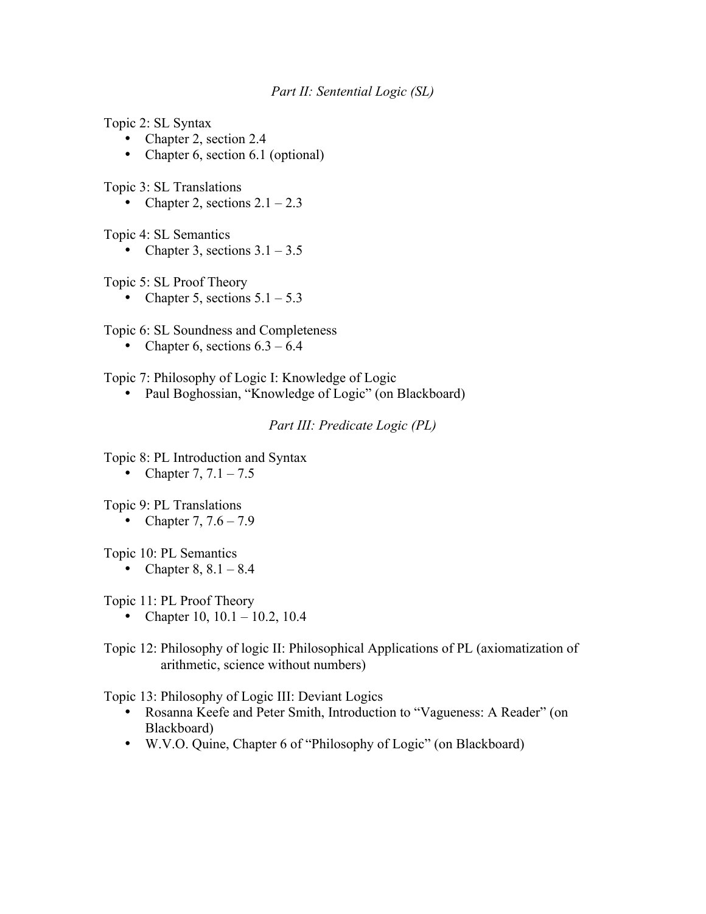*Part II: Sentential Logic (SL)*

Topic 2: SL Syntax

- Chapter 2, section 2.4
- Chapter 6, section 6.1 (optional)

Topic 3: SL Translations

- Chapter 2, sections 2.1 – 2.3

Topic 4: SL Semantics

- Chapter 3, sections 3.1 – 3.5

Topic 5: SL Proof Theory

- Chapter 5, sections 5.1 – 5.3

Topic 6: SL Soundness and Completeness

- Chapter 6, sections 6.3 – 6.4

Topic 7: Philosophy of Logic I: Knowledge of Logic

- Paul Boghossian, "Knowledge of Logic" (on Blackboard)

*Part III: Predicate Logic (PL)*

Topic 8: PL Introduction and Syntax

- Chapter 7, 7.1 – 7.5

Topic 9: PL Translations

- Chapter 7, 7.6 – 7.9

Topic 10: PL Semantics

- Chapter 8, 8.1 – 8.4

Topic 11: PL Proof Theory

- Chapter 10, 10.1 – 10.2, 10.4

Topic 12: Philosophy of logic II: Philosophical Applications of PL (axiomatization of arithmetic, science without numbers)

Topic 13: Philosophy of Logic III: Deviant Logics

- Rosanna Keefe and Peter Smith, Introduction to "Vagueness: A Reader" (on Blackboard)
- W.V.O. Quine, Chapter 6 of "Philosophy of Logic" (on Blackboard)